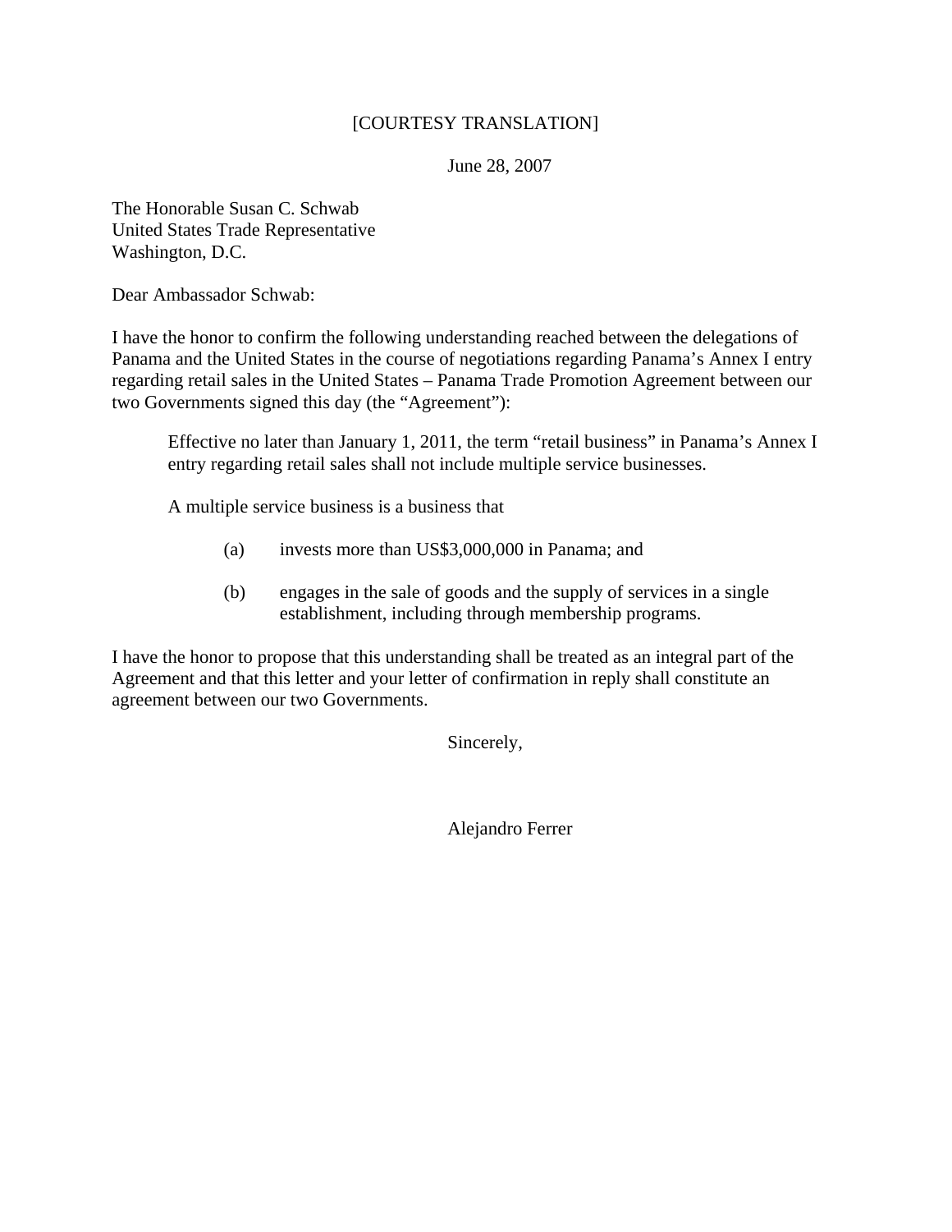[COURTESY TRANSLATION]

June 28, 2007

The Honorable Susan C. Schwab
United States Trade Representative
Washington, D.C.

Dear Ambassador Schwab:

I have the honor to confirm the following understanding reached between the delegations of Panama and the United States in the course of negotiations regarding Panama's Annex I entry regarding retail sales in the United States – Panama Trade Promotion Agreement between our two Governments signed this day (the "Agreement"):

> Effective no later than January 1, 2011, the term "retail business" in Panama's Annex I entry regarding retail sales shall not include multiple service businesses.
>
> A multiple service business is a business that
>
> (a) invests more than US$3,000,000 in Panama; and
>
> (b) engages in the sale of goods and the supply of services in a single establishment, including through membership programs.

I have the honor to propose that this understanding shall be treated as an integral part of the Agreement and that this letter and your letter of confirmation in reply shall constitute an agreement between our two Governments.

Sincerely,

Alejandro Ferrer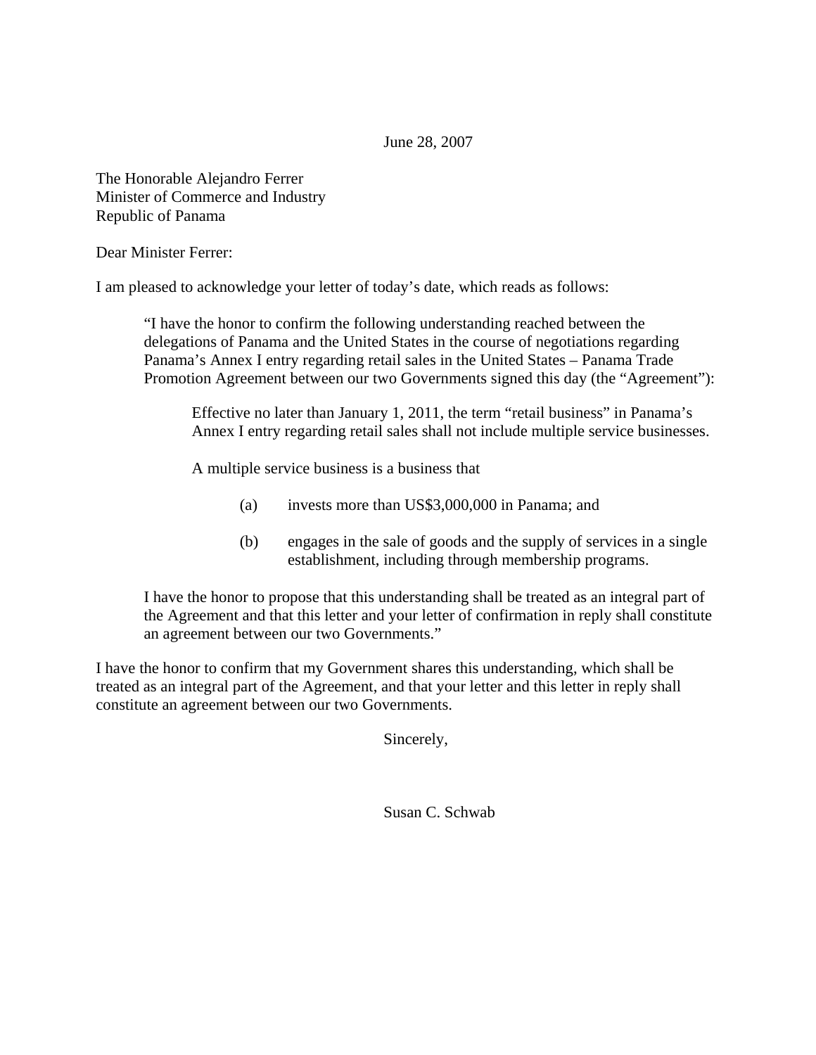June 28, 2007

The Honorable Alejandro Ferrer
Minister of Commerce and Industry
Republic of Panama

Dear Minister Ferrer:

I am pleased to acknowledge your letter of today's date, which reads as follows:

> "I have the honor to confirm the following understanding reached between the delegations of Panama and the United States in the course of negotiations regarding Panama's Annex I entry regarding retail sales in the United States – Panama Trade Promotion Agreement between our two Governments signed this day (the "Agreement"):
>
> > Effective no later than January 1, 2011, the term "retail business" in Panama's Annex I entry regarding retail sales shall not include multiple service businesses.
> >
> > A multiple service business is a business that
> >
> > (a) invests more than US$3,000,000 in Panama; and
> >
> > (b) engages in the sale of goods and the supply of services in a single establishment, including through membership programs.
>
> I have the honor to propose that this understanding shall be treated as an integral part of the Agreement and that this letter and your letter of confirmation in reply shall constitute an agreement between our two Governments."

I have the honor to confirm that my Government shares this understanding, which shall be treated as an integral part of the Agreement, and that your letter and this letter in reply shall constitute an agreement between our two Governments.

Sincerely,

Susan C. Schwab